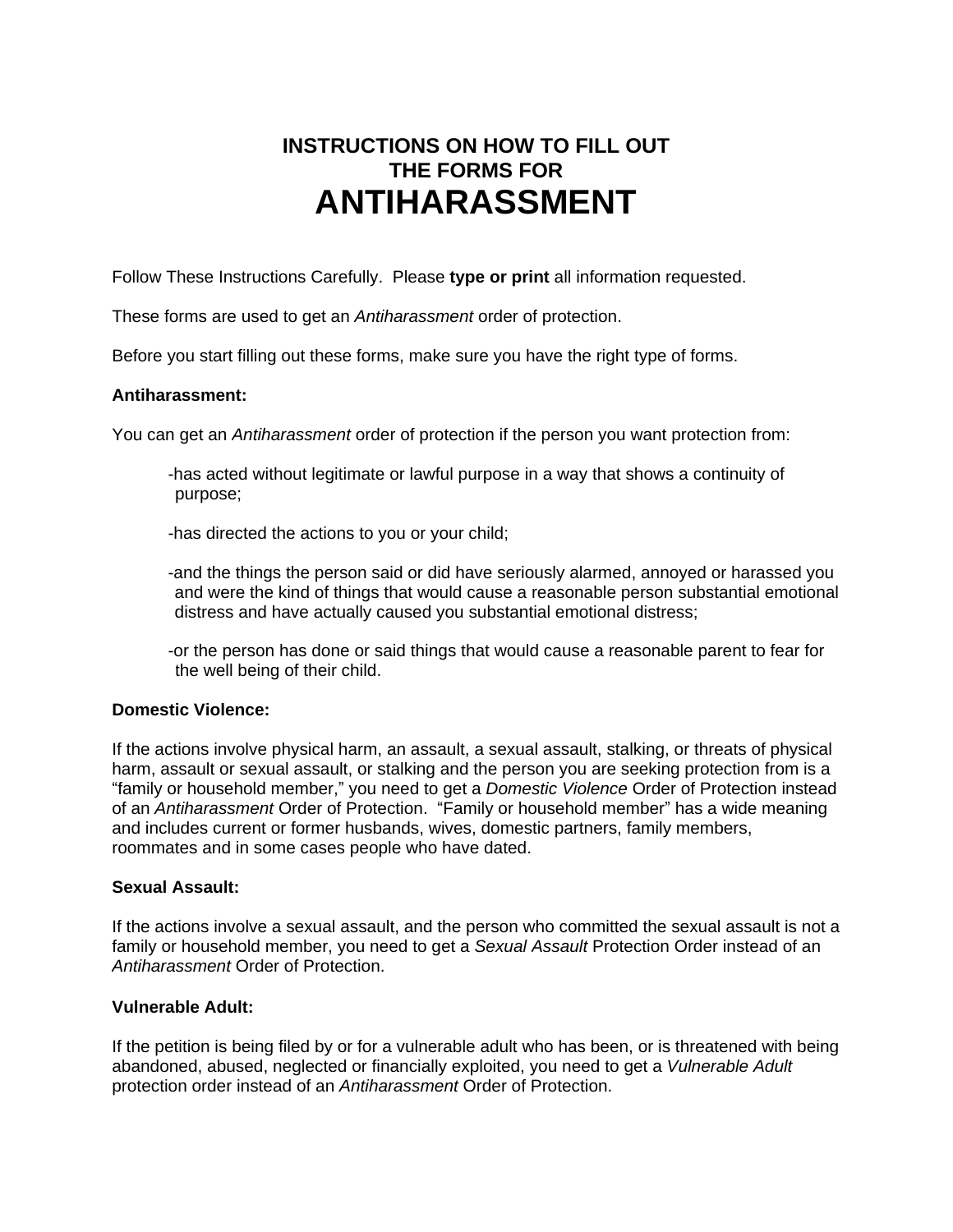# INSTRUCTIONS ON HOW TO FILL OUT THE FORMS FOR ANTIHARASSMENT

Follow These Instructions Carefully. Please **type or print** all information requested.

These forms are used to get an *Antiharassment* order of protection.

Before you start filling out these forms, make sure you have the right type of forms.

**Antiharassment:**

You can get an *Antiharassment* order of protection if the person you want protection from:

> -has acted without legitimate or lawful purpose in a way that shows a continuity of purpose;
>
> -has directed the actions to you or your child;
>
> -and the things the person said or did have seriously alarmed, annoyed or harassed you and were the kind of things that would cause a reasonable person substantial emotional distress and have actually caused you substantial emotional distress;
>
> -or the person has done or said things that would cause a reasonable parent to fear for the well being of their child.

**Domestic Violence:**

If the actions involve physical harm, an assault, a sexual assault, stalking, or threats of physical harm, assault or sexual assault, or stalking and the person you are seeking protection from is a "family or household member," you need to get a *Domestic Violence* Order of Protection instead of an *Antiharassment* Order of Protection. "Family or household member" has a wide meaning and includes current or former husbands, wives, domestic partners, family members, roommates and in some cases people who have dated.

**Sexual Assault:**

If the actions involve a sexual assault, and the person who committed the sexual assault is not a family or household member, you need to get a *Sexual Assault* Protection Order instead of an *Antiharassment* Order of Protection.

**Vulnerable Adult:**

If the petition is being filed by or for a vulnerable adult who has been, or is threatened with being abandoned, abused, neglected or financially exploited, you need to get a *Vulnerable Adult* protection order instead of an *Antiharassment* Order of Protection.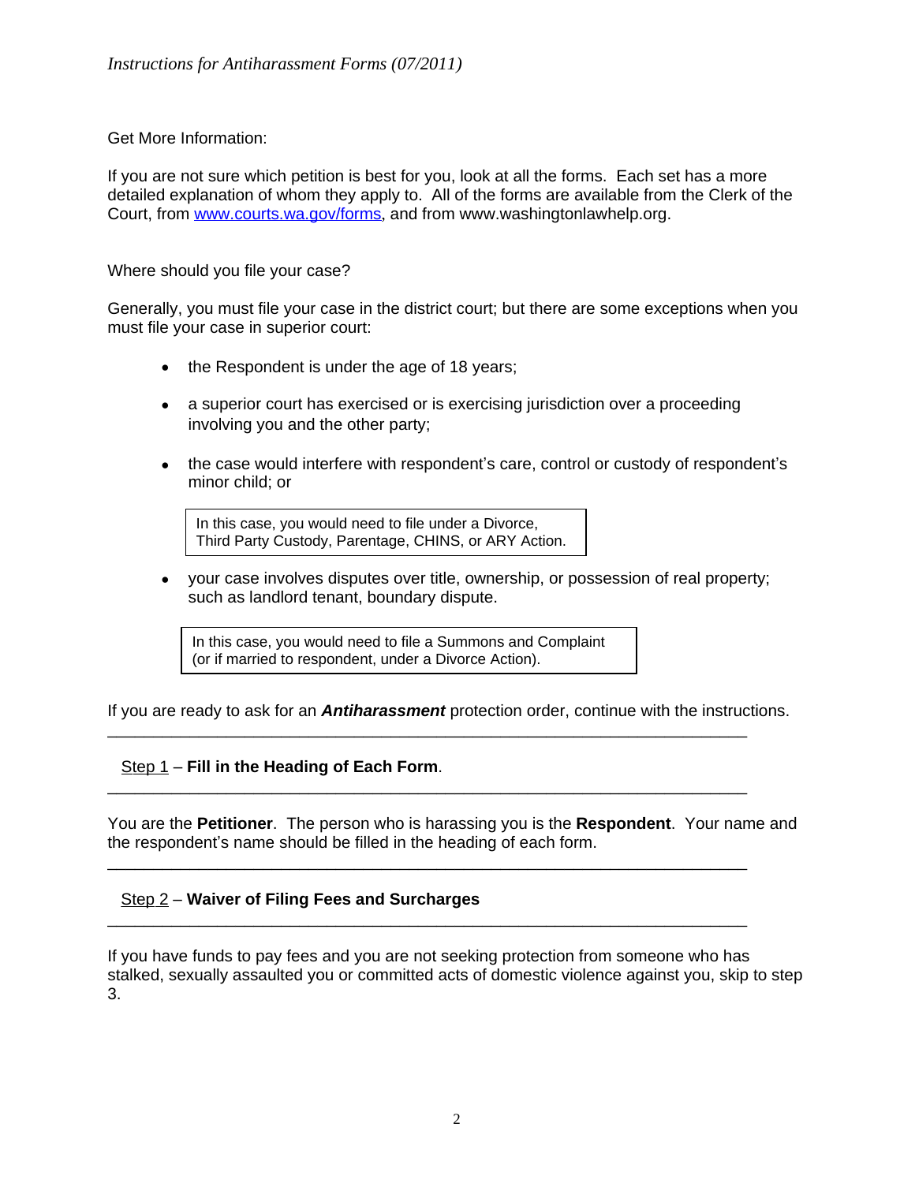Get More Information:

If you are not sure which petition is best for you, look at all the forms. Each set has a more detailed explanation of whom they apply to. All of the forms are available from the Clerk of the Court, from [www.courts.wa.gov/forms](http://www.courts.wa.gov/forms), and from www.washingtonlawhelp.org.

Where should you file your case?

Generally, you must file your case in the district court; but there are some exceptions when you must file your case in superior court:

- the Respondent is under the age of 18 years;
- a superior court has exercised or is exercising jurisdiction over a proceeding involving you and the other party;
- the case would interfere with respondent's care, control or custody of respondent's minor child; or

  > In this case, you would need to file under a Divorce, Third Party Custody, Parentage, CHINS, or ARY Action.

- your case involves disputes over title, ownership, or possession of real property; such as landlord tenant, boundary dispute.

  > In this case, you would need to file a Summons and Complaint (or if married to respondent, under a Divorce Action).

If you are ready to ask for an ***Antiharassment*** protection order, continue with the instructions.

---

## Step 1 – **Fill in the Heading of Each Form**.

---

You are the **Petitioner**. The person who is harassing you is the **Respondent**. Your name and the respondent's name should be filled in the heading of each form.

---

## Step 2 – **Waiver of Filing Fees and Surcharges**

---

If you have funds to pay fees and you are not seeking protection from someone who has stalked, sexually assaulted you or committed acts of domestic violence against you, skip to step 3.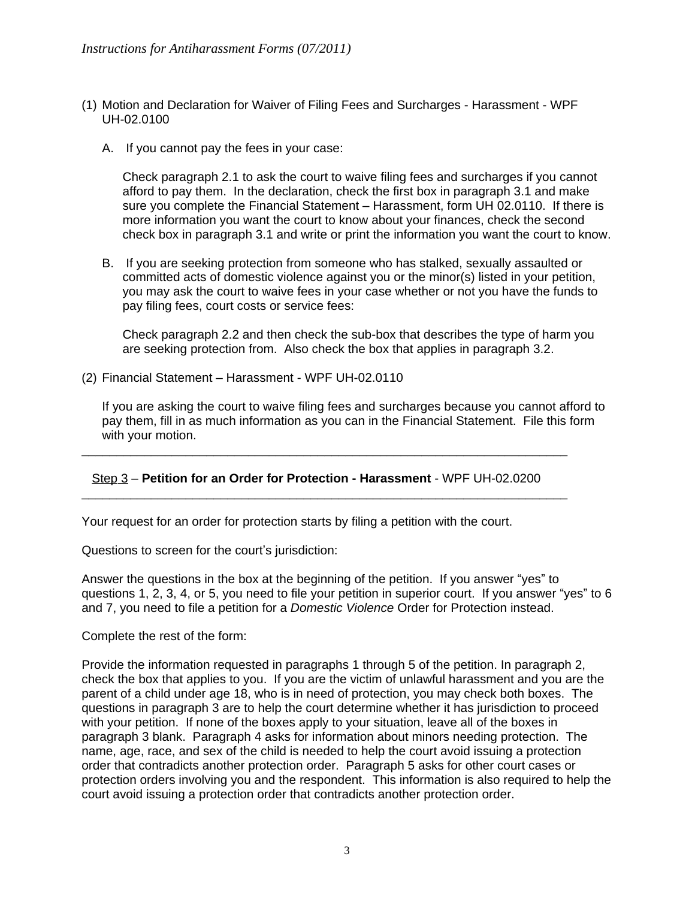(1) Motion and Declaration for Waiver of Filing Fees and Surcharges - Harassment - WPF UH-02.0100

A. If you cannot pay the fees in your case:

Check paragraph 2.1 to ask the court to waive filing fees and surcharges if you cannot afford to pay them. In the declaration, check the first box in paragraph 3.1 and make sure you complete the Financial Statement – Harassment, form UH 02.0110. If there is more information you want the court to know about your finances, check the second check box in paragraph 3.1 and write or print the information you want the court to know.

B. If you are seeking protection from someone who has stalked, sexually assaulted or committed acts of domestic violence against you or the minor(s) listed in your petition, you may ask the court to waive fees in your case whether or not you have the funds to pay filing fees, court costs or service fees:

Check paragraph 2.2 and then check the sub-box that describes the type of harm you are seeking protection from. Also check the box that applies in paragraph 3.2.

(2) Financial Statement – Harassment - WPF UH-02.0110

If you are asking the court to waive filing fees and surcharges because you cannot afford to pay them, fill in as much information as you can in the Financial Statement. File this form with your motion.

---

## Step 3 – **Petition for an Order for Protection - Harassment** - WPF UH-02.0200

---

Your request for an order for protection starts by filing a petition with the court.

Questions to screen for the court's jurisdiction:

Answer the questions in the box at the beginning of the petition. If you answer "yes" to questions 1, 2, 3, 4, or 5, you need to file your petition in superior court. If you answer "yes" to 6 and 7, you need to file a petition for a *Domestic Violence* Order for Protection instead.

Complete the rest of the form:

Provide the information requested in paragraphs 1 through 5 of the petition. In paragraph 2, check the box that applies to you. If you are the victim of unlawful harassment and you are the parent of a child under age 18, who is in need of protection, you may check both boxes. The questions in paragraph 3 are to help the court determine whether it has jurisdiction to proceed with your petition. If none of the boxes apply to your situation, leave all of the boxes in paragraph 3 blank. Paragraph 4 asks for information about minors needing protection. The name, age, race, and sex of the child is needed to help the court avoid issuing a protection order that contradicts another protection order. Paragraph 5 asks for other court cases or protection orders involving you and the respondent. This information is also required to help the court avoid issuing a protection order that contradicts another protection order.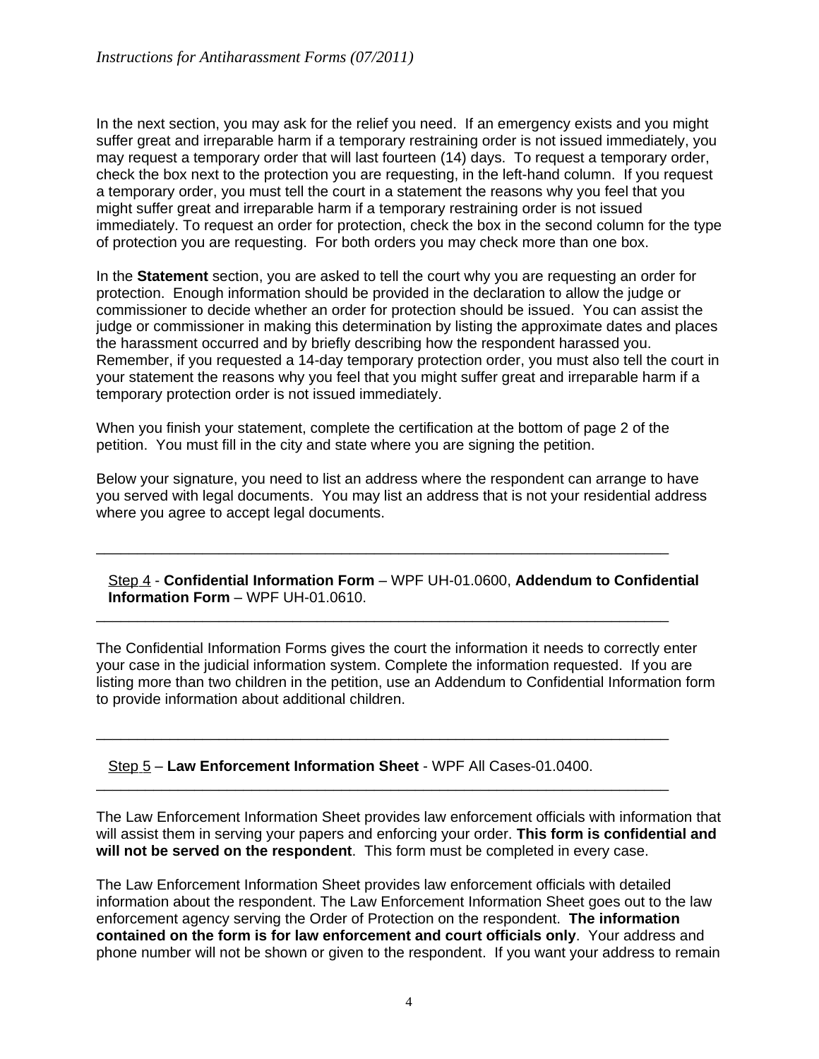In the next section, you may ask for the relief you need. If an emergency exists and you might suffer great and irreparable harm if a temporary restraining order is not issued immediately, you may request a temporary order that will last fourteen (14) days. To request a temporary order, check the box next to the protection you are requesting, in the left-hand column. If you request a temporary order, you must tell the court in a statement the reasons why you feel that you might suffer great and irreparable harm if a temporary restraining order is not issued immediately. To request an order for protection, check the box in the second column for the type of protection you are requesting. For both orders you may check more than one box.

In the **Statement** section, you are asked to tell the court why you are requesting an order for protection. Enough information should be provided in the declaration to allow the judge or commissioner to decide whether an order for protection should be issued. You can assist the judge or commissioner in making this determination by listing the approximate dates and places the harassment occurred and by briefly describing how the respondent harassed you. Remember, if you requested a 14-day temporary protection order, you must also tell the court in your statement the reasons why you feel that you might suffer great and irreparable harm if a temporary protection order is not issued immediately.

When you finish your statement, complete the certification at the bottom of page 2 of the petition. You must fill in the city and state where you are signing the petition.

Below your signature, you need to list an address where the respondent can arrange to have you served with legal documents. You may list an address that is not your residential address where you agree to accept legal documents.

---

Step 4 - **Confidential Information Form** – WPF UH-01.0600, **Addendum to Confidential Information Form** – WPF UH-01.0610.

---

The Confidential Information Forms gives the court the information it needs to correctly enter your case in the judicial information system. Complete the information requested. If you are listing more than two children in the petition, use an Addendum to Confidential Information form to provide information about additional children.

---

Step 5 – **Law Enforcement Information Sheet** - WPF All Cases-01.0400.

---

The Law Enforcement Information Sheet provides law enforcement officials with information that will assist them in serving your papers and enforcing your order. **This form is confidential and will not be served on the respondent**. This form must be completed in every case.

The Law Enforcement Information Sheet provides law enforcement officials with detailed information about the respondent. The Law Enforcement Information Sheet goes out to the law enforcement agency serving the Order of Protection on the respondent. **The information contained on the form is for law enforcement and court officials only**. Your address and phone number will not be shown or given to the respondent. If you want your address to remain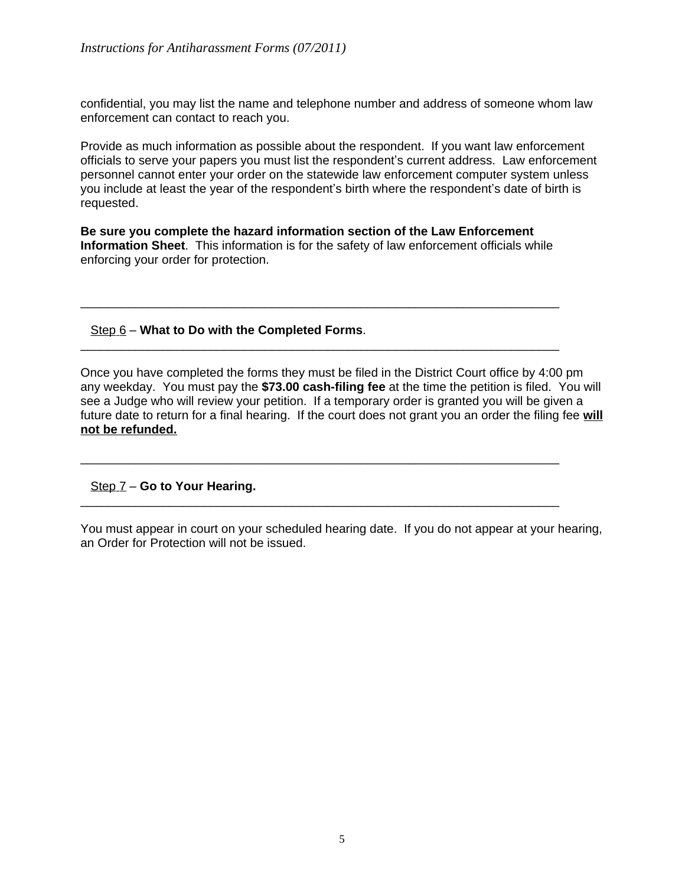confidential, you may list the name and telephone number and address of someone whom law enforcement can contact to reach you.

Provide as much information as possible about the respondent. If you want law enforcement officials to serve your papers you must list the respondent's current address. Law enforcement personnel cannot enter your order on the statewide law enforcement computer system unless you include at least the year of the respondent's birth where the respondent's date of birth is requested.

**Be sure you complete the hazard information section of the Law Enforcement Information Sheet**. This information is for the safety of law enforcement officials while enforcing your order for protection.

---

## Step 6 – **What to Do with the Completed Forms**.

---

Once you have completed the forms they must be filed in the District Court office by 4:00 pm any weekday. You must pay the **$73.00 cash-filing fee** at the time the petition is filed. You will see a Judge who will review your petition. If a temporary order is granted you will be given a future date to return for a final hearing. If the court does not grant you an order the filing fee **will not be refunded.**

---

## Step 7 – **Go to Your Hearing.**

---

You must appear in court on your scheduled hearing date. If you do not appear at your hearing, an Order for Protection will not be issued.